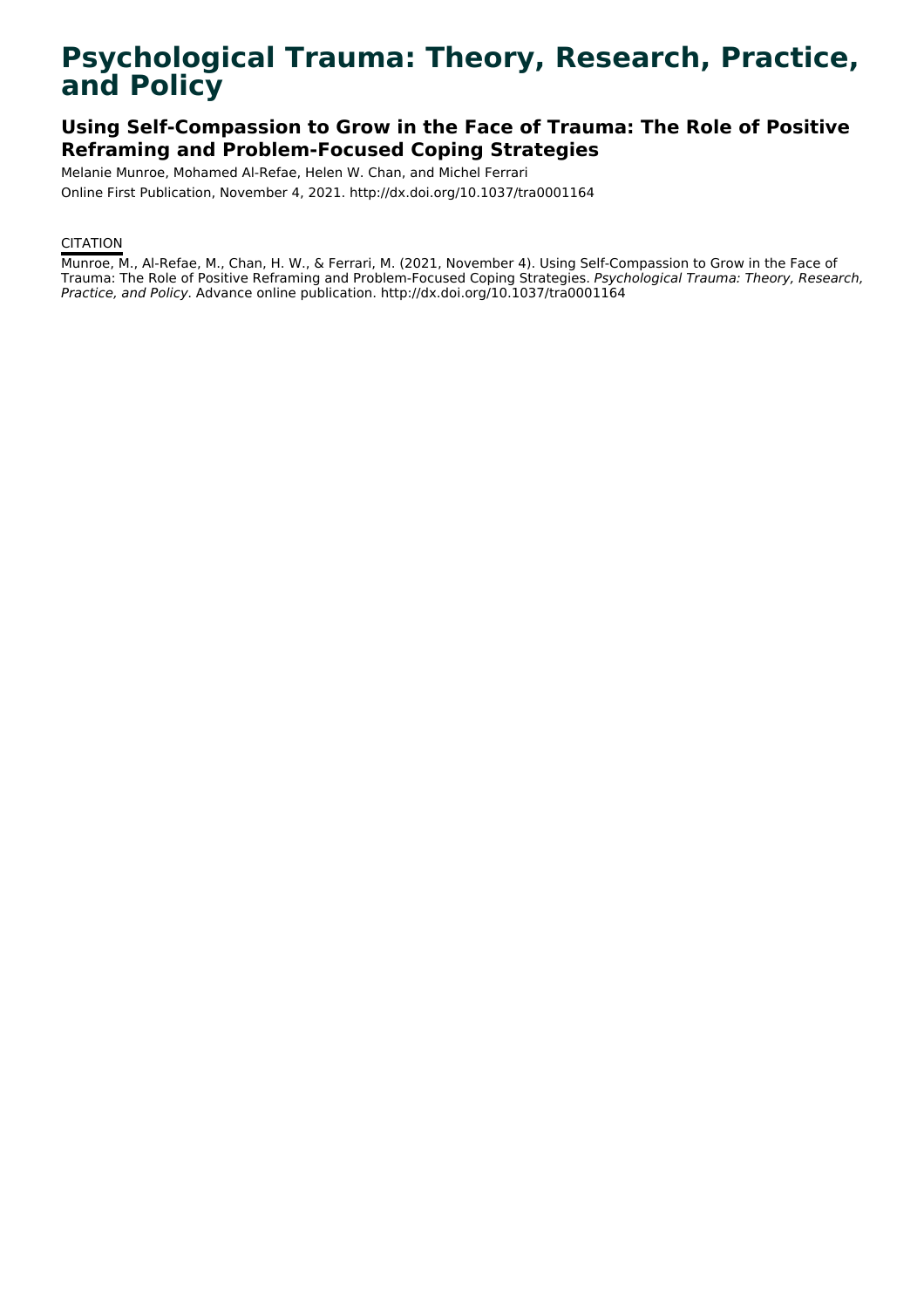# Psychological Trauma: Theory, Research, Practice, and Policy

## Using Self-Compassion to Grow in the Face of Trauma: The Role of Positive Reframing and Problem-Focused Coping Strategies

Melanie Munroe, Mohamed Al-Refae, Helen W. Chan, and Michel Ferrari

Online First Publication, November 4, 2021. http://dx.doi.org/10.1037/tra0001164

CITATION

Munroe, M., Al-Refae, M., Chan, H. W., & Ferrari, M. (2021, November 4). Using Self-Compassion to Grow in the Face of Trauma: The Role of Positive Reframing and Problem-Focused Coping Strategies. *Psychological Trauma: Theory, Research, Practice, and Policy*. Advance online publication. http://dx.doi.org/10.1037/tra0001164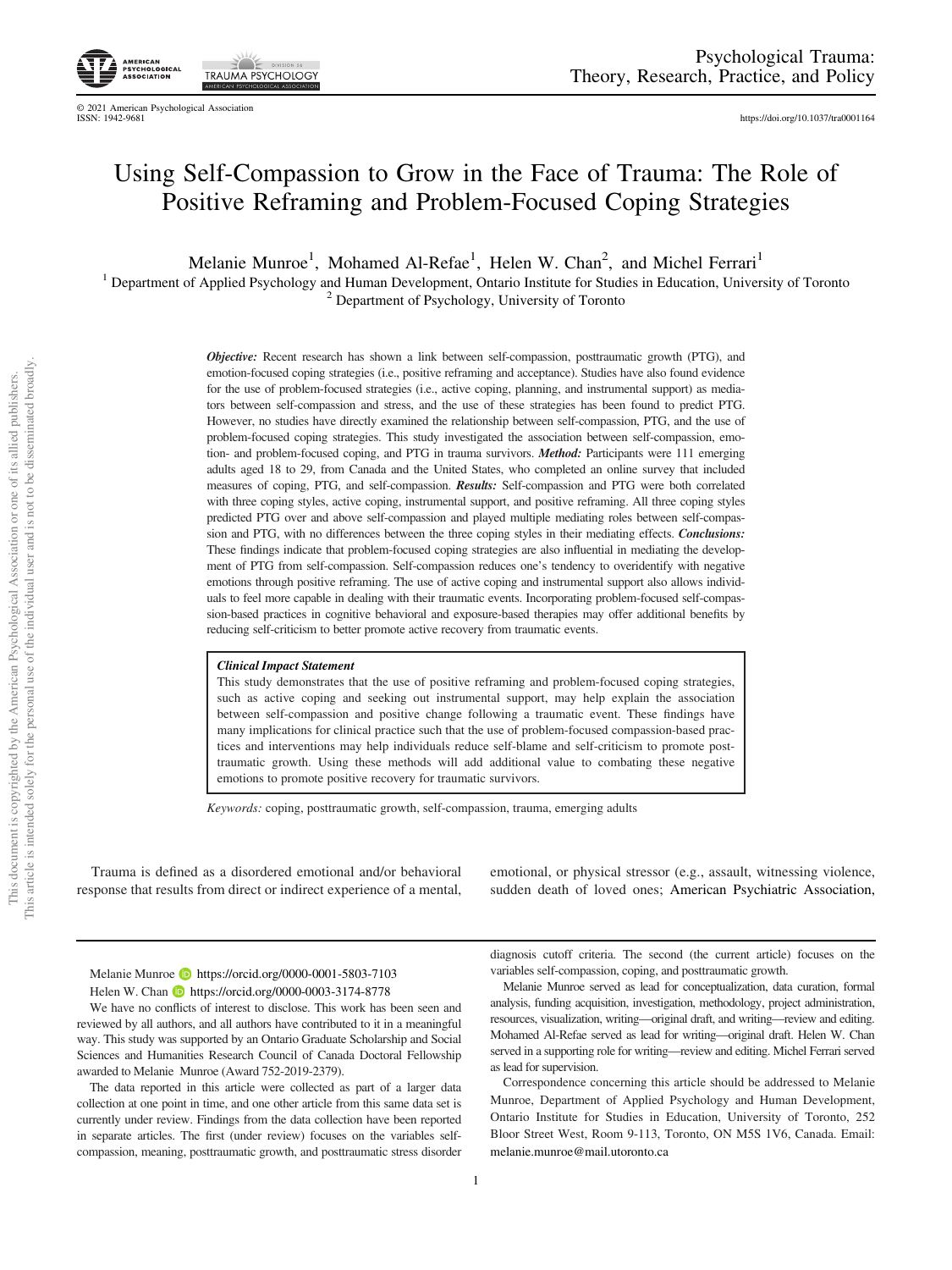# Using Self-Compassion to Grow in the Face of Trauma: The Role of Positive Reframing and Problem-Focused Coping Strategies

Melanie Munroe[1], Mohamed Al-Refae[1], Helen W. Chan[2], and Michel Ferrari[1]

[1] Department of Applied Psychology and Human Development, Ontario Institute for Studies in Education, University of Toronto
[2] Department of Psychology, University of Toronto

***Objective:*** Recent research has shown a link between self-compassion, posttraumatic growth (PTG), and emotion-focused coping strategies (i.e., positive reframing and acceptance). Studies have also found evidence for the use of problem-focused strategies (i.e., active coping, planning, and instrumental support) as mediators between self-compassion and stress, and the use of these strategies has been found to predict PTG. However, no studies have directly examined the relationship between self-compassion, PTG, and the use of problem-focused coping strategies. This study investigated the association between self-compassion, emotion- and problem-focused coping, and PTG in trauma survivors. ***Method:*** Participants were 111 emerging adults aged 18 to 29, from Canada and the United States, who completed an online survey that included measures of coping, PTG, and self-compassion. ***Results:*** Self-compassion and PTG were both correlated with three coping styles, active coping, instrumental support, and positive reframing. All three coping styles predicted PTG over and above self-compassion and played multiple mediating roles between self-compassion and PTG, with no differences between the three coping styles in their mediating effects. ***Conclusions:*** These findings indicate that problem-focused coping strategies are also influential in mediating the development of PTG from self-compassion. Self-compassion reduces one's tendency to overidentify with negative emotions through positive reframing. The use of active coping and instrumental support also allows individuals to feel more capable in dealing with their traumatic events. Incorporating problem-focused self-compassion-based practices in cognitive behavioral and exposure-based therapies may offer additional benefits by reducing self-criticism to better promote active recovery from traumatic events.

***Clinical Impact Statement***

This study demonstrates that the use of positive reframing and problem-focused coping strategies, such as active coping and seeking out instrumental support, may help explain the association between self-compassion and positive change following a traumatic event. These findings have many implications for clinical practice such that the use of problem-focused compassion-based practices and interventions may help individuals reduce self-blame and self-criticism to promote posttraumatic growth. Using these methods will add additional value to combating these negative emotions to promote positive recovery for traumatic survivors.

*Keywords:* coping, posttraumatic growth, self-compassion, trauma, emerging adults

Trauma is defined as a disordered emotional and/or behavioral response that results from direct or indirect experience of a mental, emotional, or physical stressor (e.g., assault, witnessing violence, sudden death of loved ones; American Psychiatric Association,

---

Melanie Munroe https://orcid.org/0000-0001-5803-7103

Helen W. Chan https://orcid.org/0000-0003-3174-8778

We have no conflicts of interest to disclose. This work has been seen and reviewed by all authors, and all authors have contributed to it in a meaningful way. This study was supported by an Ontario Graduate Scholarship and Social Sciences and Humanities Research Council of Canada Doctoral Fellowship awarded to Melanie Munroe (Award 752-2019-2379).

The data reported in this article were collected as part of a larger data collection at one point in time, and one other article from this same data set is currently under review. Findings from the data collection have been reported in separate articles. The first (under review) focuses on the variables self-compassion, meaning, posttraumatic growth, and posttraumatic stress disorder diagnosis cutoff criteria. The second (the current article) focuses on the variables self-compassion, coping, and posttraumatic growth.

Melanie Munroe served as lead for conceptualization, data curation, formal analysis, funding acquisition, investigation, methodology, project administration, resources, visualization, writing—original draft, and writing—review and editing. Mohamed Al-Refae served as lead for writing—original draft. Helen W. Chan served in a supporting role for writing—review and editing. Michel Ferrari served as lead for supervision.

Correspondence concerning this article should be addressed to Melanie Munroe, Department of Applied Psychology and Human Development, Ontario Institute for Studies in Education, University of Toronto, 252 Bloor Street West, Room 9-113, Toronto, ON M5S 1V6, Canada. Email: melanie.munroe@mail.utoronto.ca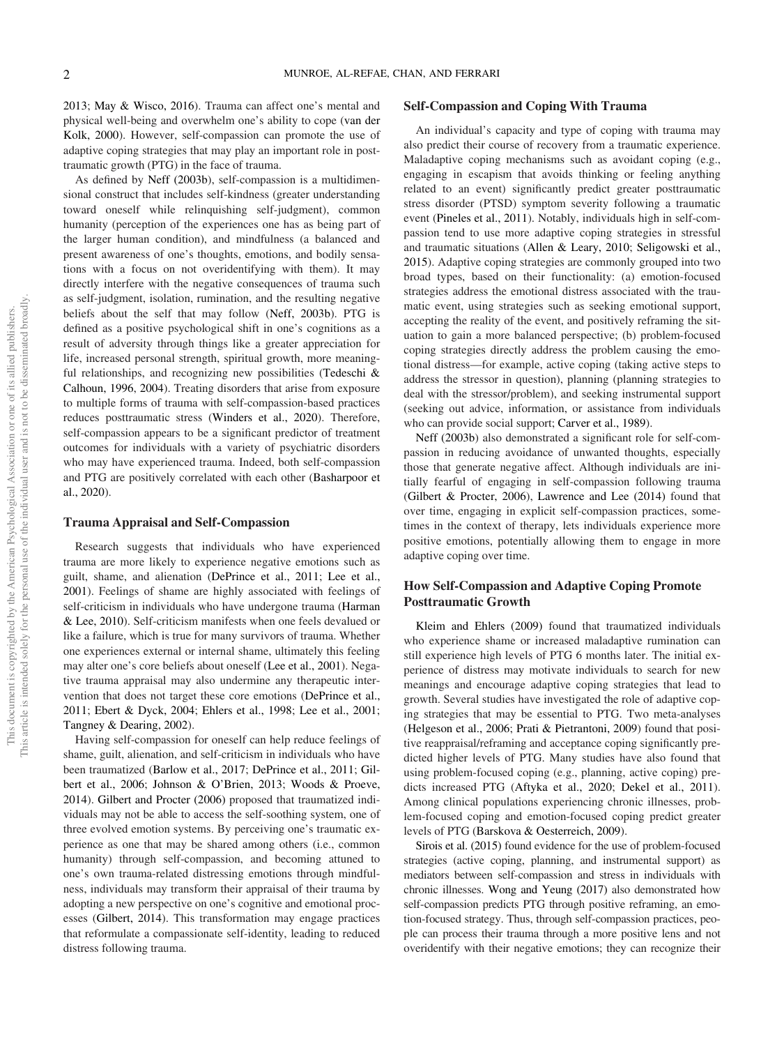2013; May & Wisco, 2016). Trauma can affect one's mental and physical well-being and overwhelm one's ability to cope (van der Kolk, 2000). However, self-compassion can promote the use of adaptive coping strategies that may play an important role in posttraumatic growth (PTG) in the face of trauma.

As defined by Neff (2003b), self-compassion is a multidimensional construct that includes self-kindness (greater understanding toward oneself while relinquishing self-judgment), common humanity (perception of the experiences one has as being part of the larger human condition), and mindfulness (a balanced and present awareness of one's thoughts, emotions, and bodily sensations with a focus on not overidentifying with them). It may directly interfere with the negative consequences of trauma such as self-judgment, isolation, rumination, and the resulting negative beliefs about the self that may follow (Neff, 2003b). PTG is defined as a positive psychological shift in one's cognitions as a result of adversity through things like a greater appreciation for life, increased personal strength, spiritual growth, more meaningful relationships, and recognizing new possibilities (Tedeschi & Calhoun, 1996, 2004). Treating disorders that arise from exposure to multiple forms of trauma with self-compassion-based practices reduces posttraumatic stress (Winders et al., 2020). Therefore, self-compassion appears to be a significant predictor of treatment outcomes for individuals with a variety of psychiatric disorders who may have experienced trauma. Indeed, both self-compassion and PTG are positively correlated with each other (Basharpoor et al., 2020).

### Trauma Appraisal and Self-Compassion

Research suggests that individuals who have experienced trauma are more likely to experience negative emotions such as guilt, shame, and alienation (DePrince et al., 2011; Lee et al., 2001). Feelings of shame are highly associated with feelings of self-criticism in individuals who have undergone trauma (Harman & Lee, 2010). Self-criticism manifests when one feels devalued or like a failure, which is true for many survivors of trauma. Whether one experiences external or internal shame, ultimately this feeling may alter one's core beliefs about oneself (Lee et al., 2001). Negative trauma appraisal may also undermine any therapeutic intervention that does not target these core emotions (DePrince et al., 2011; Ebert & Dyck, 2004; Ehlers et al., 1998; Lee et al., 2001; Tangney & Dearing, 2002).

Having self-compassion for oneself can help reduce feelings of shame, guilt, alienation, and self-criticism in individuals who have been traumatized (Barlow et al., 2017; DePrince et al., 2011; Gilbert et al., 2006; Johnson & O'Brien, 2013; Woods & Proeve, 2014). Gilbert and Procter (2006) proposed that traumatized individuals may not be able to access the self-soothing system, one of three evolved emotion systems. By perceiving one's traumatic experience as one that may be shared among others (i.e., common humanity) through self-compassion, and becoming attuned to one's own trauma-related distressing emotions through mindfulness, individuals may transform their appraisal of their trauma by adopting a new perspective on one's cognitive and emotional processes (Gilbert, 2014). This transformation may engage practices that reformulate a compassionate self-identity, leading to reduced distress following trauma.

### Self-Compassion and Coping With Trauma

An individual's capacity and type of coping with trauma may also predict their course of recovery from a traumatic experience. Maladaptive coping mechanisms such as avoidant coping (e.g., engaging in escapism that avoids thinking or feeling anything related to an event) significantly predict greater posttraumatic stress disorder (PTSD) symptom severity following a traumatic event (Pineles et al., 2011). Notably, individuals high in self-compassion tend to use more adaptive coping strategies in stressful and traumatic situations (Allen & Leary, 2010; Seligowski et al., 2015). Adaptive coping strategies are commonly grouped into two broad types, based on their functionality: (a) emotion-focused strategies address the emotional distress associated with the traumatic event, using strategies such as seeking emotional support, accepting the reality of the event, and positively reframing the situation to gain a more balanced perspective; (b) problem-focused coping strategies directly address the problem causing the emotional distress—for example, active coping (taking active steps to address the stressor in question), planning (planning strategies to deal with the stressor/problem), and seeking instrumental support (seeking out advice, information, or assistance from individuals who can provide social support; Carver et al., 1989).

Neff (2003b) also demonstrated a significant role for self-compassion in reducing avoidance of unwanted thoughts, especially those that generate negative affect. Although individuals are initially fearful of engaging in self-compassion following trauma (Gilbert & Procter, 2006), Lawrence and Lee (2014) found that over time, engaging in explicit self-compassion practices, sometimes in the context of therapy, lets individuals experience more positive emotions, potentially allowing them to engage in more adaptive coping over time.

### How Self-Compassion and Adaptive Coping Promote Posttraumatic Growth

Kleim and Ehlers (2009) found that traumatized individuals who experience shame or increased maladaptive rumination can still experience high levels of PTG 6 months later. The initial experience of distress may motivate individuals to search for new meanings and encourage adaptive coping strategies that lead to growth. Several studies have investigated the role of adaptive coping strategies that may be essential to PTG. Two meta-analyses (Helgeson et al., 2006; Prati & Pietrantoni, 2009) found that positive reappraisal/reframing and acceptance coping significantly predicted higher levels of PTG. Many studies have also found that using problem-focused coping (e.g., planning, active coping) predicts increased PTG (Aftyka et al., 2020; Dekel et al., 2011). Among clinical populations experiencing chronic illnesses, problem-focused coping and emotion-focused coping predict greater levels of PTG (Barskova & Oesterreich, 2009).

Sirois et al. (2015) found evidence for the use of problem-focused strategies (active coping, planning, and instrumental support) as mediators between self-compassion and stress in individuals with chronic illnesses. Wong and Yeung (2017) also demonstrated how self-compassion predicts PTG through positive reframing, an emotion-focused strategy. Thus, through self-compassion practices, people can process their trauma through a more positive lens and not overidentify with their negative emotions; they can recognize their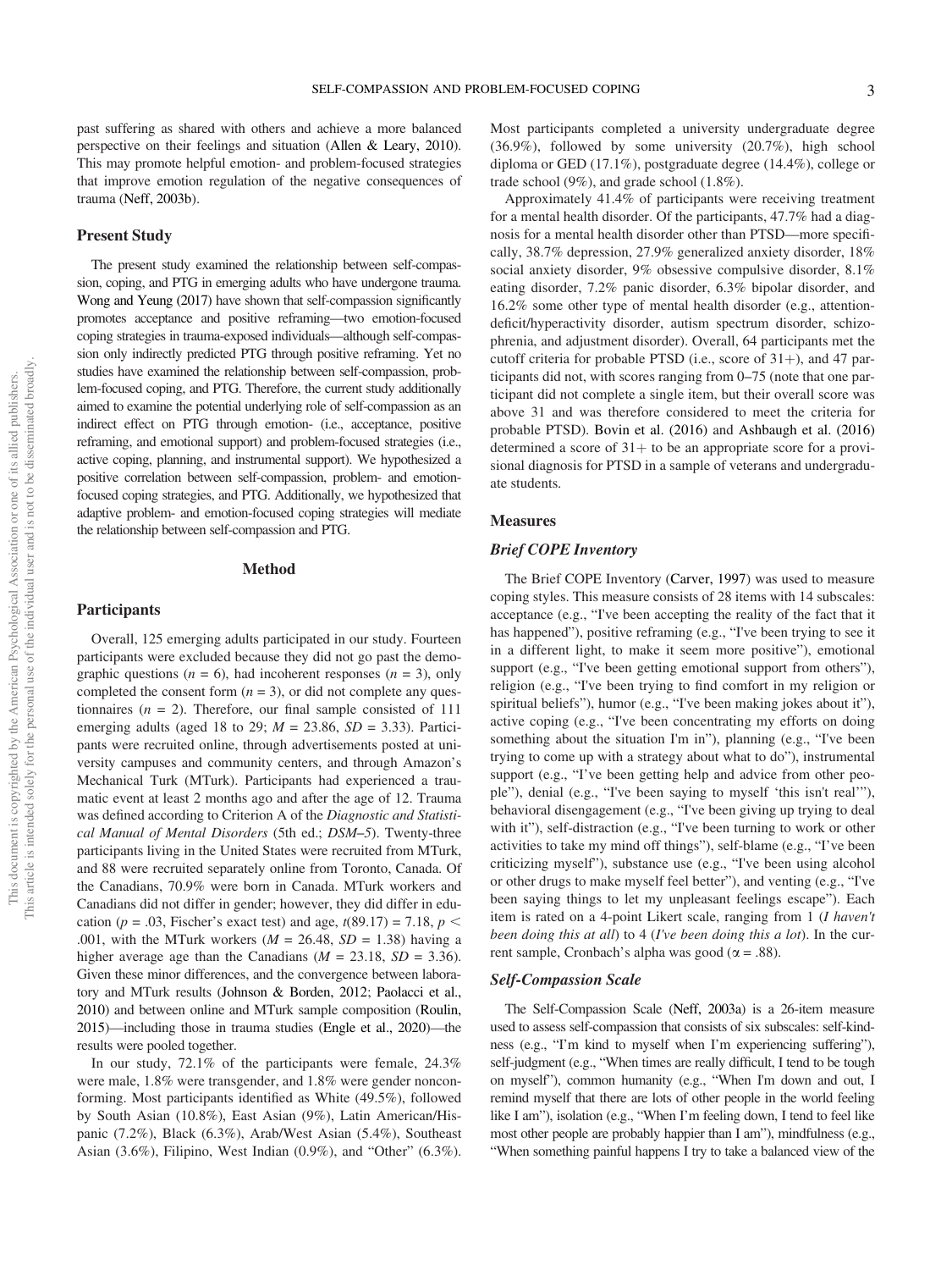past suffering as shared with others and achieve a more balanced perspective on their feelings and situation (Allen & Leary, 2010). This may promote helpful emotion- and problem-focused strategies that improve emotion regulation of the negative consequences of trauma (Neff, 2003b).

## Present Study

The present study examined the relationship between self-compassion, coping, and PTG in emerging adults who have undergone trauma. Wong and Yeung (2017) have shown that self-compassion significantly promotes acceptance and positive reframing—two emotion-focused coping strategies in trauma-exposed individuals—although self-compassion only indirectly predicted PTG through positive reframing. Yet no studies have examined the relationship between self-compassion, problem-focused coping, and PTG. Therefore, the current study additionally aimed to examine the potential underlying role of self-compassion as an indirect effect on PTG through emotion- (i.e., acceptance, positive reframing, and emotional support) and problem-focused strategies (i.e., active coping, planning, and instrumental support). We hypothesized a positive correlation between self-compassion, problem- and emotion-focused coping strategies, and PTG. Additionally, we hypothesized that adaptive problem- and emotion-focused coping strategies will mediate the relationship between self-compassion and PTG.

# Method

## Participants

Overall, 125 emerging adults participated in our study. Fourteen participants were excluded because they did not go past the demographic questions ($n$ = 6), had incoherent responses ($n$ = 3), only completed the consent form ($n$ = 3), or did not complete any questionnaires ($n$ = 2). Therefore, our final sample consisted of 111 emerging adults (aged 18 to 29; $M$ = 23.86, $SD$ = 3.33). Participants were recruited online, through advertisements posted at university campuses and community centers, and through Amazon's Mechanical Turk (MTurk). Participants had experienced a traumatic event at least 2 months ago and after the age of 12. Trauma was defined according to Criterion A of the *Diagnostic and Statistical Manual of Mental Disorders* (5th ed.; *DSM–5*). Twenty-three participants living in the United States were recruited from MTurk, and 88 were recruited separately online from Toronto, Canada. Of the Canadians, 70.9% were born in Canada. MTurk workers and Canadians did not differ in gender; however, they did differ in education ($p$ = .03, Fischer's exact test) and age, $t(89.17) = 7.18$, $p < .001$, with the MTurk workers ($M$ = 26.48, $SD$ = 1.38) having a higher average age than the Canadians ($M$ = 23.18, $SD$ = 3.36). Given these minor differences, and the convergence between laboratory and MTurk results (Johnson & Borden, 2012; Paolacci et al., 2010) and between online and MTurk sample composition (Roulin, 2015)—including those in trauma studies (Engle et al., 2020)—the results were pooled together.

In our study, 72.1% of the participants were female, 24.3% were male, 1.8% were transgender, and 1.8% were gender nonconforming. Most participants identified as White (49.5%), followed by South Asian (10.8%), East Asian (9%), Latin American/Hispanic (7.2%), Black (6.3%), Arab/West Asian (5.4%), Southeast Asian (3.6%), Filipino, West Indian (0.9%), and "Other" (6.3%). Most participants completed a university undergraduate degree (36.9%), followed by some university (20.7%), high school diploma or GED (17.1%), postgraduate degree (14.4%), college or trade school (9%), and grade school (1.8%).

Approximately 41.4% of participants were receiving treatment for a mental health disorder. Of the participants, 47.7% had a diagnosis for a mental health disorder other than PTSD—more specifically, 38.7% depression, 27.9% generalized anxiety disorder, 18% social anxiety disorder, 9% obsessive compulsive disorder, 8.1% eating disorder, 7.2% panic disorder, 6.3% bipolar disorder, and 16.2% some other type of mental health disorder (e.g., attention-deficit/hyperactivity disorder, autism spectrum disorder, schizophrenia, and adjustment disorder). Overall, 64 participants met the cutoff criteria for probable PTSD (i.e., score of 31+), and 47 participants did not, with scores ranging from 0–75 (note that one participant did not complete a single item, but their overall score was above 31 and was therefore considered to meet the criteria for probable PTSD). Bovin et al. (2016) and Ashbaugh et al. (2016) determined a score of 31+ to be an appropriate score for a provisional diagnosis for PTSD in a sample of veterans and undergraduate students.

## Measures

### Brief COPE Inventory

The Brief COPE Inventory (Carver, 1997) was used to measure coping styles. This measure consists of 28 items with 14 subscales: acceptance (e.g., "I've been accepting the reality of the fact that it has happened"), positive reframing (e.g., "I've been trying to see it in a different light, to make it seem more positive"), emotional support (e.g., "I've been getting emotional support from others"), religion (e.g., "I've been trying to find comfort in my religion or spiritual beliefs"), humor (e.g., "I've been making jokes about it"), active coping (e.g., "I've been concentrating my efforts on doing something about the situation I'm in"), planning (e.g., "I've been trying to come up with a strategy about what to do"), instrumental support (e.g., "I've been getting help and advice from other people"), denial (e.g., "I've been saying to myself 'this isn't real'"), behavioral disengagement (e.g., "I've been giving up trying to deal with it"), self-distraction (e.g., "I've been turning to work or other activities to take my mind off things"), self-blame (e.g., "I've been criticizing myself"), substance use (e.g., "I've been using alcohol or other drugs to make myself feel better"), and venting (e.g., "I've been saying things to let my unpleasant feelings escape"). Each item is rated on a 4-point Likert scale, ranging from 1 (*I haven't been doing this at all*) to 4 (*I've been doing this a lot*). In the current sample, Cronbach's alpha was good ($\alpha$ = .88).

### Self-Compassion Scale

The Self-Compassion Scale (Neff, 2003a) is a 26-item measure used to assess self-compassion that consists of six subscales: self-kindness (e.g., "I'm kind to myself when I'm experiencing suffering"), self-judgment (e.g., "When times are really difficult, I tend to be tough on myself"), common humanity (e.g., "When I'm down and out, I remind myself that there are lots of other people in the world feeling like I am"), isolation (e.g., "When I'm feeling down, I tend to feel like most other people are probably happier than I am"), mindfulness (e.g., "When something painful happens I try to take a balanced view of the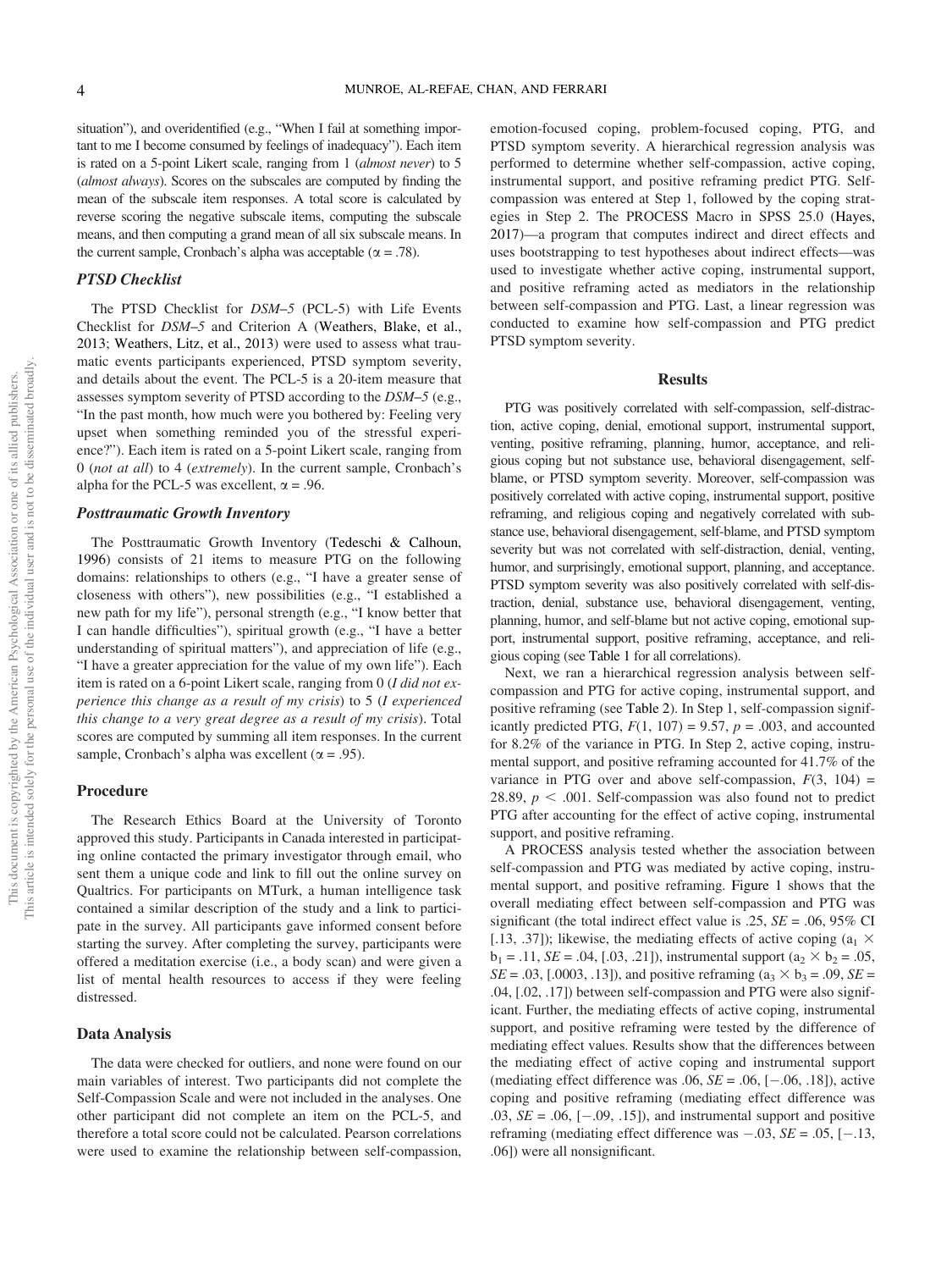situation"), and overidentified (e.g., "When I fail at something important to me I become consumed by feelings of inadequacy"). Each item is rated on a 5-point Likert scale, ranging from 1 (*almost never*) to 5 (*almost always*). Scores on the subscales are computed by finding the mean of the subscale item responses. A total score is calculated by reverse scoring the negative subscale items, computing the subscale means, and then computing a grand mean of all six subscale means. In the current sample, Cronbach's alpha was acceptable ($\alpha = .78$).

### PTSD Checklist

The PTSD Checklist for *DSM–5* (PCL-5) with Life Events Checklist for *DSM–5* and Criterion A (Weathers, Blake, et al., 2013; Weathers, Litz, et al., 2013) were used to assess what traumatic events participants experienced, PTSD symptom severity, and details about the event. The PCL-5 is a 20-item measure that assesses symptom severity of PTSD according to the *DSM–5* (e.g., "In the past month, how much were you bothered by: Feeling very upset when something reminded you of the stressful experience?"). Each item is rated on a 5-point Likert scale, ranging from 0 (*not at all*) to 4 (*extremely*). In the current sample, Cronbach's alpha for the PCL-5 was excellent, $\alpha = .96$.

### Posttraumatic Growth Inventory

The Posttraumatic Growth Inventory (Tedeschi & Calhoun, 1996) consists of 21 items to measure PTG on the following domains: relationships to others (e.g., "I have a greater sense of closeness with others"), new possibilities (e.g., "I established a new path for my life"), personal strength (e.g., "I know better that I can handle difficulties"), spiritual growth (e.g., "I have a better understanding of spiritual matters"), and appreciation of life (e.g., "I have a greater appreciation for the value of my own life"). Each item is rated on a 6-point Likert scale, ranging from 0 (*I did not experience this change as a result of my crisis*) to 5 (*I experienced this change to a very great degree as a result of my crisis*). Total scores are computed by summing all item responses. In the current sample, Cronbach's alpha was excellent ($\alpha = .95$).

## Procedure

The Research Ethics Board at the University of Toronto approved this study. Participants in Canada interested in participating online contacted the primary investigator through email, who sent them a unique code and link to fill out the online survey on Qualtrics. For participants on MTurk, a human intelligence task contained a similar description of the study and a link to participate in the survey. All participants gave informed consent before starting the survey. After completing the survey, participants were offered a meditation exercise (i.e., a body scan) and were given a list of mental health resources to access if they were feeling distressed.

## Data Analysis

The data were checked for outliers, and none were found on our main variables of interest. Two participants did not complete the Self-Compassion Scale and were not included in the analyses. One other participant did not complete an item on the PCL-5, and therefore a total score could not be calculated. Pearson correlations were used to examine the relationship between self-compassion, emotion-focused coping, problem-focused coping, PTG, and PTSD symptom severity. A hierarchical regression analysis was performed to determine whether self-compassion, active coping, instrumental support, and positive reframing predict PTG. Self-compassion was entered at Step 1, followed by the coping strategies in Step 2. The PROCESS Macro in SPSS 25.0 (Hayes, 2017)—a program that computes indirect and direct effects and uses bootstrapping to test hypotheses about indirect effects—was used to investigate whether active coping, instrumental support, and positive reframing acted as mediators in the relationship between self-compassion and PTG. Last, a linear regression was conducted to examine how self-compassion and PTG predict PTSD symptom severity.

## Results

PTG was positively correlated with self-compassion, self-distraction, active coping, denial, emotional support, instrumental support, venting, positive reframing, planning, humor, acceptance, and religious coping but not substance use, behavioral disengagement, self-blame, or PTSD symptom severity. Moreover, self-compassion was positively correlated with active coping, instrumental support, positive reframing, and religious coping and negatively correlated with substance use, behavioral disengagement, self-blame, and PTSD symptom severity but was not correlated with self-distraction, denial, venting, humor, and surprisingly, emotional support, planning, and acceptance. PTSD symptom severity was also positively correlated with self-distraction, denial, substance use, behavioral disengagement, venting, planning, humor, and self-blame but not active coping, emotional support, instrumental support, positive reframing, acceptance, and religious coping (see Table 1 for all correlations).

Next, we ran a hierarchical regression analysis between self-compassion and PTG for active coping, instrumental support, and positive reframing (see Table 2). In Step 1, self-compassion significantly predicted PTG, $F(1, 107) = 9.57$, $p = .003$, and accounted for 8.2% of the variance in PTG. In Step 2, active coping, instrumental support, and positive reframing accounted for 41.7% of the variance in PTG over and above self-compassion, $F(3, 104) = 28.89$, $p < .001$. Self-compassion was also found not to predict PTG after accounting for the effect of active coping, instrumental support, and positive reframing.

A PROCESS analysis tested whether the association between self-compassion and PTG was mediated by active coping, instrumental support, and positive reframing. Figure 1 shows that the overall mediating effect between self-compassion and PTG was significant (the total indirect effect value is .25, $SE = .06$, 95% CI [.13, .37]); likewise, the mediating effects of active coping ($a_1 \times b_1 = .11$, $SE = .04$, [.03, .21]), instrumental support ($a_2 \times b_2 = .05$, $SE = .03$, [.0003, .13]), and positive reframing ($a_3 \times b_3 = .09$, $SE = .04$, [.02, .17]) between self-compassion and PTG were also significant. Further, the mediating effects of active coping, instrumental support, and positive reframing were tested by the difference of mediating effect values. Results show that the differences between the mediating effect of active coping and instrumental support (mediating effect difference was .06, $SE = .06$, [−.06, .18]), active coping and positive reframing (mediating effect difference was .03, $SE = .06$, [−.09, .15]), and instrumental support and positive reframing (mediating effect difference was −.03, $SE = .05$, [−.13, .06]) were all nonsignificant.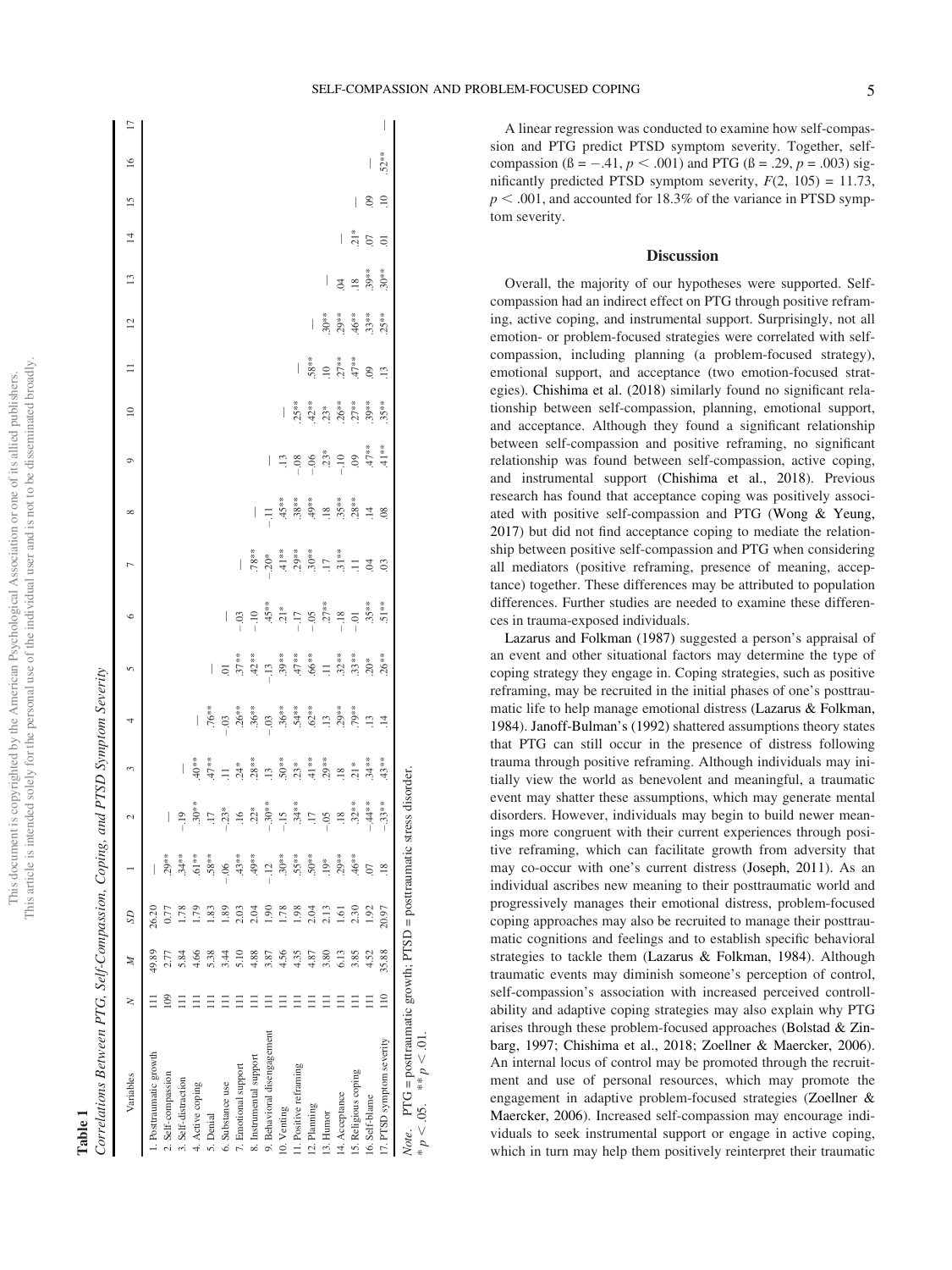**Table 1**

*Correlations Between PTG, Self-Compassion, Coping, and PTSD Symptom Severity*

| Variables | *N* | *M* | *SD* | 1 | 2 | 3 | 4 | 5 | 6 | 7 | 8 | 9 | 10 | 11 | 12 | 13 | 14 | 15 | 16 | 17 |
|---|---|---|---|---|---|---|---|---|---|---|---|---|---|---|---|---|---|---|---|---|
| 1. Posttraumatic growth | 111 | 49.89 | 26.20 | — | | | | | | | | | | | | | | | | |
| 2. Self-compassion | 109 | 2.77 | 0.77 | .29** | — | | | | | | | | | | | | | | | |
| 3. Self-distraction | 111 | 5.84 | 1.78 | .34** | −.19 | — | | | | | | | | | | | | | | |
| 4. Active coping | 111 | 4.66 | 1.79 | .61** | .30** | .40** | — | | | | | | | | | | | | | |
| 5. Denial | 111 | 5.38 | 1.83 | .58** | .17 | .47** | .76** | — | | | | | | | | | | | | |
| 6. Substance use | 111 | 3.44 | 1.89 | −.06 | −.23* | .11 | −.03 | .01 | — | | | | | | | | | | | |
| 7. Emotional support | 111 | 5.10 | 2.03 | .43** | .16 | .24* | .26** | .37** | −.03 | — | | | | | | | | | | |
| 8. Instrumental support | 111 | 4.88 | 2.04 | .49** | .22* | .28** | .36** | .42** | −.10 | .78** | — | | | | | | | | | |
| 9. Behavioral disengagement | 111 | 3.87 | 1.90 | −.12 | −.30** | .13 | −.03 | −.13 | .45** | −.20* | −.11 | — | | | | | | | | |
| 10. Venting | 111 | 4.56 | 1.78 | .30** | −.15 | .50** | .36** | .39** | .21* | .41** | .45** | .13 | — | | | | | | | |
| 11. Positive reframing | 111 | 4.35 | 1.98 | .55** | .34** | .23* | .54** | .47** | −.17 | .29** | .38** | −.08 | .25** | — | | | | | | |
| 12. Planning | 111 | 4.87 | 2.04 | .50** | .17 | .41** | .62** | .66** | −.05 | .30** | .49** | −.06 | .42** | .58** | — | | | | | |
| 13. Humor | 111 | 3.80 | 2.13 | .19* | −.05 | .29** | .13 | .11 | .27** | .17 | .18 | .23* | .23* | .10 | .30** | — | | | | |
| 14. Acceptance | 111 | 6.13 | 1.61 | .29** | .18 | .18 | .29** | .32** | −.18 | .31** | .35** | −.10 | .26** | .27** | .29** | .04 | — | | | |
| 15. Religious coping | 111 | 3.85 | 2.30 | .46** | .32** | .21* | .79** | .33** | −.01 | .11 | .28** | .09 | .27** | .47** | .46** | .18 | .21* | — | | |
| 16. Self-blame | 111 | 4.52 | 1.92 | .07 | −.44** | .34** | .13 | .20* | .35** | .04 | .14 | .47** | .39** | .09 | .33** | .39** | .07 | .09 | — | |
| 17. PTSD symptom severity | 110 | 35.88 | 20.97 | .18 | −.33** | .43** | .14 | .26** | .51** | .03 | .08 | .41** | .35** | .13 | .25** | .30** | .01 | .10 | .52** | — |

*Note.* PTG = posttraumatic growth; PTSD = posttraumatic stress disorder.
* $p < .05$. ** $p < .01$.

A linear regression was conducted to examine how self-compassion and PTG predict PTSD symptom severity. Together, self-compassion ($\beta = -.41$, $p < .001$) and PTG ($\beta = .29$, $p = .003$) significantly predicted PTSD symptom severity, $F(2, 105) = 11.73$, $p < .001$, and accounted for 18.3% of the variance in PTSD symptom severity.

## Discussion

Overall, the majority of our hypotheses were supported. Self-compassion had an indirect effect on PTG through positive reframing, active coping, and instrumental support. Surprisingly, not all emotion- or problem-focused strategies were correlated with self-compassion, including planning (a problem-focused strategy), emotional support, and acceptance (two emotion-focused strategies). Chishima et al. (2018) similarly found no significant relationship between self-compassion, planning, emotional support, and acceptance. Although they found a significant relationship between self-compassion and positive reframing, no significant relationship was found between self-compassion, active coping, and instrumental support (Chishima et al., 2018). Previous research has found that acceptance coping was positively associated with positive self-compassion and PTG (Wong & Yeung, 2017) but did not find acceptance coping to mediate the relationship between positive self-compassion and PTG when considering all mediators (positive reframing, presence of meaning, acceptance) together. These differences may be attributed to population differences. Further studies are needed to examine these differences in trauma-exposed individuals.

Lazarus and Folkman (1987) suggested a person's appraisal of an event and other situational factors may determine the type of coping strategy they engage in. Coping strategies, such as positive reframing, may be recruited in the initial phases of one's posttraumatic life to help manage emotional distress (Lazarus & Folkman, 1984). Janoff-Bulman's (1992) shattered assumptions theory states that PTG can still occur in the presence of distress following trauma through positive reframing. Although individuals may initially view the world as benevolent and meaningful, a traumatic event may shatter these assumptions, which may generate mental disorders. However, individuals may begin to build newer meanings more congruent with their current experiences through positive reframing, which can facilitate growth from adversity that may co-occur with one's current distress (Joseph, 2011). As an individual ascribes new meaning to their posttraumatic world and progressively manages their emotional distress, problem-focused coping approaches may also be recruited to manage their posttraumatic cognitions and feelings and to establish specific behavioral strategies to tackle them (Lazarus & Folkman, 1984). Although traumatic events may diminish someone's perception of control, self-compassion's association with increased perceived controllability and adaptive coping strategies may also explain why PTG arises through these problem-focused approaches (Bolstad & Zinbarg, 1997; Chishima et al., 2018; Zoellner & Maercker, 2006). An internal locus of control may be promoted through the recruitment and use of personal resources, which may promote the engagement in adaptive problem-focused strategies (Zoellner & Maercker, 2006). Increased self-compassion may encourage individuals to seek instrumental support or engage in active coping, which in turn may help them positively reinterpret their traumatic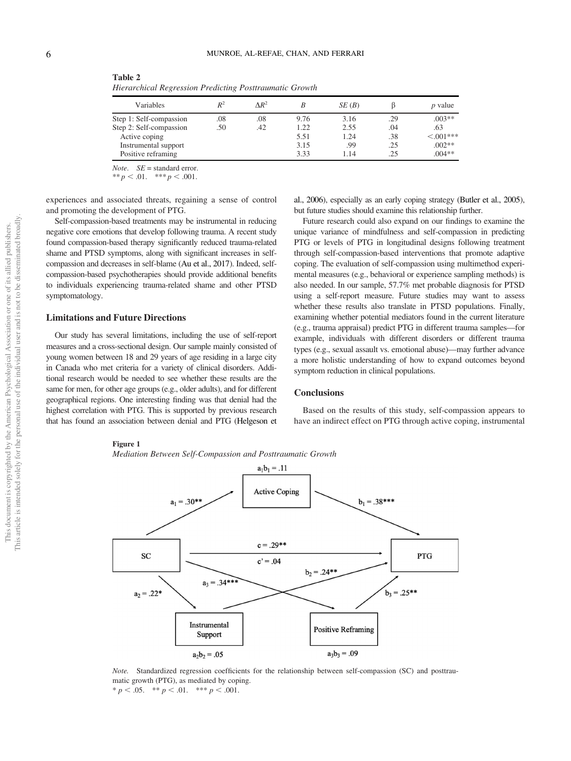**Table 2**
*Hierarchical Regression Predicting Posttraumatic Growth*

| Variables | $R^2$ | $\Delta R^2$ | $B$ | $SE$ ($B$) | β | $p$ value |
|---|---|---|---|---|---|---|
| Step 1: Self-compassion | .08 | .08 | 9.76 | 3.16 | .29 | .003** |
| Step 2: Self-compassion | .50 | .42 | 1.22 | 2.55 | .04 | .63 |
| Active coping | | | 5.51 | 1.24 | .38 | <.001*** |
| Instrumental support | | | 3.15 | .99 | .25 | .002** |
| Positive reframing | | | 3.33 | 1.14 | .25 | .004** |

*Note.* $SE$ = standard error.
** $p < .01$. *** $p < .001$.

experiences and associated threats, regaining a sense of control and promoting the development of PTG.

Self-compassion-based treatments may be instrumental in reducing negative core emotions that develop following trauma. A recent study found compassion-based therapy significantly reduced trauma-related shame and PTSD symptoms, along with significant increases in self-compassion and decreases in self-blame (Au et al., 2017). Indeed, self-compassion-based psychotherapies should provide additional benefits to individuals experiencing trauma-related shame and other PTSD symptomatology.

## Limitations and Future Directions

Our study has several limitations, including the use of self-report measures and a cross-sectional design. Our sample mainly consisted of young women between 18 and 29 years of age residing in a large city in Canada who met criteria for a variety of clinical disorders. Additional research would be needed to see whether these results are the same for men, for other age groups (e.g., older adults), and for different geographical regions. One interesting finding was that denial had the highest correlation with PTG. This is supported by previous research that has found an association between denial and PTG (Helgeson et al., 2006), especially as an early coping strategy (Butler et al., 2005), but future studies should examine this relationship further.

Future research could also expand on our findings to examine the unique variance of mindfulness and self-compassion in predicting PTG or levels of PTG in longitudinal designs following treatment through self-compassion-based interventions that promote adaptive coping. The evaluation of self-compassion using multimethod experimental measures (e.g., behavioral or experience sampling methods) is also needed. In our sample, 57.7% met probable diagnosis for PTSD using a self-report measure. Future studies may want to assess whether these results also translate in PTSD populations. Finally, examining whether potential mediators found in the current literature (e.g., trauma appraisal) predict PTG in different trauma samples—for example, individuals with different disorders or different trauma types (e.g., sexual assault vs. emotional abuse)—may further advance a more holistic understanding of how to expand outcomes beyond symptom reduction in clinical populations.

## Conclusions

Based on the results of this study, self-compassion appears to have an indirect effect on PTG through active coping, instrumental

**Figure 1**
*Mediation Between Self-Compassion and Posttraumatic Growth*

$a_1b_1 = .11$; $a_1 = .30$**; $b_1 = .38$***; $c = .29$**; $c' = .04$; $a_2 = .22$*; $b_2 = .24$**; $a_3 = .34$***; $b_3 = .25$**; $a_2b_2 = .05$; $a_3b_3 = .09$

SC → Active Coping → PTG; SC → Instrumental Support → PTG; SC → Positive Reframing → PTG

*Note.* Standardized regression coefficients for the relationship between self-compassion (SC) and posttraumatic growth (PTG), as mediated by coping.
* $p < .05$. ** $p < .01$. *** $p < .001$.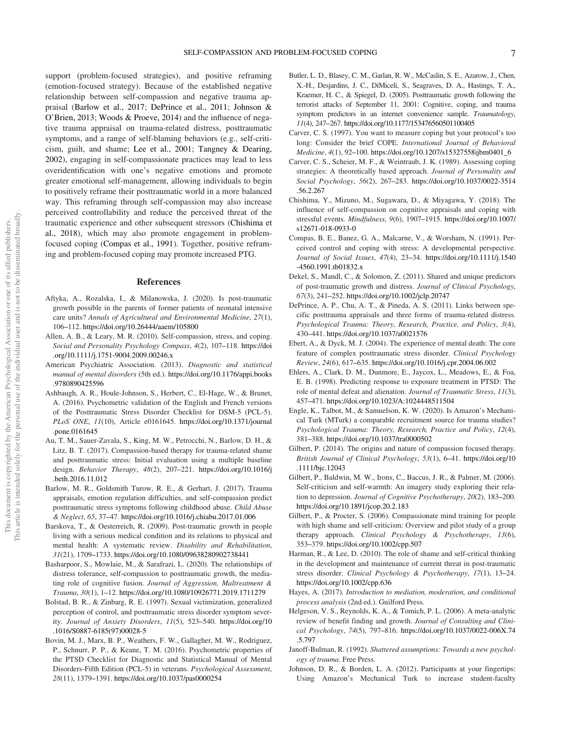support (problem-focused strategies), and positive reframing (emotion-focused strategy). Because of the established negative relationship between self-compassion and negative trauma appraisal (Barlow et al., 2017; DePrince et al., 2011; Johnson & O'Brien, 2013; Woods & Proeve, 2014) and the influence of negative trauma appraisal on trauma-related distress, posttraumatic symptoms, and a range of self-blaming behaviors (e.g., self-criticism, guilt, and shame; Lee et al., 2001; Tangney & Dearing, 2002), engaging in self-compassionate practices may lead to less overidentification with one's negative emotions and promote greater emotional self-management, allowing individuals to begin to positively reframe their posttraumatic world in a more balanced way. This reframing through self-compassion may also increase perceived controllability and reduce the perceived threat of the traumatic experience and other subsequent stressors (Chishima et al., 2018), which may also promote engagement in problem-focused coping (Compas et al., 1991). Together, positive reframing and problem-focused coping may promote increased PTG.

## References

Aftyka, A., Rozalska, I., & Milanowska, J. (2020). Is post-traumatic growth possible in the parents of former patients of neonatal intensive care units? *Annals of Agricultural and Environmental Medicine*, *27*(1), 106–112. https://doi.org/10.26444/aaem/105800

Allen, A. B., & Leary, M. R. (2010). Self-compassion, stress, and coping. *Social and Personality Psychology Compass*, *4*(2), 107–118. https://doi.org/10.1111/j.1751-9004.2009.00246.x

American Psychiatric Association. (2013). *Diagnostic and statistical manual of mental disorders* (5th ed.). https://doi.org/10.1176/appi.books.9780890425596

Ashbaugh, A. R., Houle-Johnson, S., Herbert, C., El-Hage, W., & Brunet, A. (2016). Psychometric validation of the English and French versions of the Posttraumatic Stress Disorder Checklist for DSM-5 (PCL-5). *PLoS ONE*, *11*(10), Article e0161645. https://doi.org/10.1371/journal.pone.0161645

Au, T. M., Sauer-Zavala, S., King, M. W., Petrocchi, N., Barlow, D. H., & Litz, B. T. (2017). Compassion-based therapy for trauma-related shame and posttraumatic stress: Initial evaluation using a multiple baseline design. *Behavior Therapy*, *48*(2), 207–221. https://doi.org/10.1016/j.beth.2016.11.012

Barlow, M. R., Goldsmith Turow, R. E., & Gerhart, J. (2017). Trauma appraisals, emotion regulation difficulties, and self-compassion predict posttraumatic stress symptoms following childhood abuse. *Child Abuse & Neglect*, *65*, 37–47. https://doi.org/10.1016/j.chiabu.2017.01.006

Barskova, T., & Oesterreich, R. (2009). Post-traumatic growth in people living with a serious medical condition and its relations to physical and mental health: A systematic review. *Disability and Rehabilitation*, *31*(21), 1709–1733. https://doi.org/10.1080/09638280902738441

Basharpoor, S., Mowlaie, M., & Sarafrazi, L. (2020). The relationships of distress tolerance, self-compassion to posttraumatic growth, the mediating role of cognitive fusion. *Journal of Aggression, Maltreatment & Trauma*, *30*(1), 1–12. https://doi.org/10.1080/10926771.2019.1711279

Bolstad, B. R., & Zinbarg, R. E. (1997). Sexual victimization, generalized perception of control, and posttraumatic stress disorder symptom severity. *Journal of Anxiety Disorders*, *11*(5), 523–540. https://doi.org/10.1016/S0887-6185(97)00028-5

Bovin, M. J., Marx, B. P., Weathers, F. W., Gallagher, M. W., Rodriguez, P., Schnurr, P. P., & Keane, T. M. (2016). Psychometric properties of the PTSD Checklist for Diagnostic and Statistical Manual of Mental Disorders-Fifth Edition (PCL-5) in veterans. *Psychological Assessment*, *28*(11), 1379–1391. https://doi.org/10.1037/pas0000254

Butler, L. D., Blasey, C. M., Garlan, R. W., McCaslin, S. E., Azarow, J., Chen, X.-H., Desjardins, J. C., DiMiceli, S., Seagraves, D. A., Hastings, T. A., Kraemer, H. C., & Spiegel, D. (2005). Posttraumatic growth following the terrorist attacks of September 11, 2001: Cognitive, coping, and trauma symptom predictors in an internet convenience sample. *Traumatology*, *11*(4), 247–267. https://doi.org/10.1177/153476560501100405

Carver, C. S. (1997). You want to measure coping but your protocol's too long: Consider the brief COPE. *International Journal of Behavioral Medicine*, *4*(1), 92–100. https://doi.org/10.1207/s15327558ijbm0401_6

Carver, C. S., Scheier, M. F., & Weintraub, J. K. (1989). Assessing coping strategies: A theoretically based approach. *Journal of Personality and Social Psychology*, *56*(2), 267–283. https://doi.org/10.1037/0022-3514.56.2.267

Chishima, Y., Mizuno, M., Sugawara, D., & Miyagawa, Y. (2018). The influence of self-compassion on cognitive appraisals and coping with stressful events. *Mindfulness*, *9*(6), 1907–1915. https://doi.org/10.1007/s12671-018-0933-0

Compas, B. E., Banez, G. A., Malcarne, V., & Worsham, N. (1991). Perceived control and coping with stress: A developmental perspective. *Journal of Social Issues*, *47*(4), 23–34. https://doi.org/10.1111/j.1540-4560.1991.tb01832.x

Dekel, S., Mandl, C., & Solomon, Z. (2011). Shared and unique predictors of post-traumatic growth and distress. *Journal of Clinical Psychology*, *67*(3), 241–252. https://doi.org/10.1002/jclp.20747

DePrince, A. P., Chu, A. T., & Pineda, A. S. (2011). Links between specific posttrauma appraisals and three forms of trauma-related distress. *Psychological Trauma: Theory, Research, Practice, and Policy*, *3*(4), 430–441. https://doi.org/10.1037/a0021576

Ebert, A., & Dyck, M. J. (2004). The experience of mental death: The core feature of complex posttraumatic stress disorder. *Clinical Psychology Review*, *24*(6), 617–635. https://doi.org/10.1016/j.cpr.2004.06.002

Ehlers, A., Clark, D. M., Dunmore, E., Jaycox, L., Meadows, E., & Foa, E. B. (1998). Predicting response to exposure treatment in PTSD: The role of mental defeat and alienation. *Journal of Traumatic Stress*, *11*(3), 457–471. https://doi.org/10.1023/A:1024448511504

Engle, K., Talbot, M., & Samuelson, K. W. (2020). Is Amazon's Mechanical Turk (MTurk) a comparable recruitment source for trauma studies? *Psychological Trauma: Theory, Research, Practice and Policy*, *12*(4), 381–388. https://doi.org/10.1037/tra0000502

Gilbert, P. (2014). The origins and nature of compassion focused therapy. *British Journal of Clinical Psychology*, *53*(1), 6–41. https://doi.org/10.1111/bjc.12043

Gilbert, P., Baldwin, M. W., Irons, C., Baccus, J. R., & Palmer, M. (2006). Self-criticism and self-warmth: An imagery study exploring their relation to depression. *Journal of Cognitive Psychotherapy*, *20*(2), 183–200. https://doi.org/10.1891/jcop.20.2.183

Gilbert, P., & Procter, S. (2006). Compassionate mind training for people with high shame and self-criticism: Overview and pilot study of a group therapy approach. *Clinical Psychology & Psychotherapy*, *13*(6), 353–379. https://doi.org/10.1002/cpp.507

Harman, R., & Lee, D. (2010). The role of shame and self-critical thinking in the development and maintenance of current threat in post-traumatic stress disorder. *Clinical Psychology & Psychotherapy*, *17*(1), 13–24. https://doi.org/10.1002/cpp.636

Hayes, A. (2017). *Introduction to mediation, moderation, and conditional process analysis* (2nd ed.). Guilford Press.

Helgeson, V. S., Reynolds, K. A., & Tomich, P. L. (2006). A meta-analytic review of benefit finding and growth. *Journal of Consulting and Clinical Psychology*, *74*(5), 797–816. https://doi.org/10.1037/0022-006X.74.5.797

Janoff-Bulman, R. (1992). *Shattered assumptions: Towards a new psychology of trauma*. Free Press.

Johnson, D. R., & Borden, L. A. (2012). Participants at your fingertips: Using Amazon's Mechanical Turk to increase student-faculty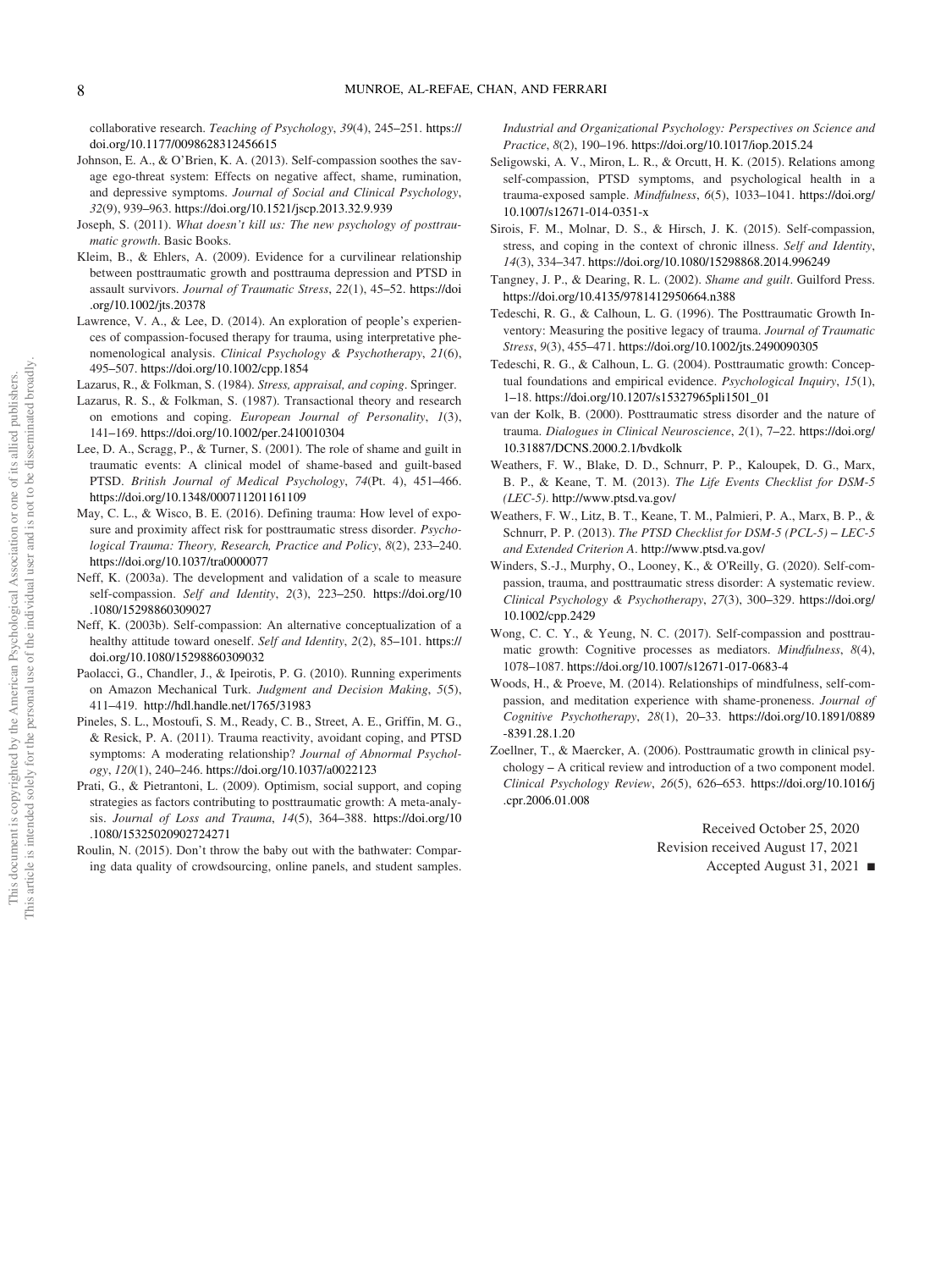collaborative research. *Teaching of Psychology*, *39*(4), 245–251. https://doi.org/10.1177/0098628312456615

Johnson, E. A., & O'Brien, K. A. (2013). Self-compassion soothes the savage ego-threat system: Effects on negative affect, shame, rumination, and depressive symptoms. *Journal of Social and Clinical Psychology*, *32*(9), 939–963. https://doi.org/10.1521/jscp.2013.32.9.939

Joseph, S. (2011). *What doesn't kill us: The new psychology of posttraumatic growth*. Basic Books.

Kleim, B., & Ehlers, A. (2009). Evidence for a curvilinear relationship between posttraumatic growth and posttrauma depression and PTSD in assault survivors. *Journal of Traumatic Stress*, *22*(1), 45–52. https://doi.org/10.1002/jts.20378

Lawrence, V. A., & Lee, D. (2014). An exploration of people's experiences of compassion-focused therapy for trauma, using interpretative phenomenological analysis. *Clinical Psychology & Psychotherapy*, *21*(6), 495–507. https://doi.org/10.1002/cpp.1854

Lazarus, R., & Folkman, S. (1984). *Stress, appraisal, and coping*. Springer.

Lazarus, R. S., & Folkman, S. (1987). Transactional theory and research on emotions and coping. *European Journal of Personality*, *1*(3), 141–169. https://doi.org/10.1002/per.2410010304

Lee, D. A., Scragg, P., & Turner, S. (2001). The role of shame and guilt in traumatic events: A clinical model of shame-based and guilt-based PTSD. *British Journal of Medical Psychology*, *74*(Pt. 4), 451–466. https://doi.org/10.1348/000711201161109

May, C. L., & Wisco, B. E. (2016). Defining trauma: How level of exposure and proximity affect risk for posttraumatic stress disorder. *Psychological Trauma: Theory, Research, Practice and Policy*, *8*(2), 233–240. https://doi.org/10.1037/tra0000077

Neff, K. (2003a). The development and validation of a scale to measure self-compassion. *Self and Identity*, *2*(3), 223–250. https://doi.org/10.1080/15298860309027

Neff, K. (2003b). Self-compassion: An alternative conceptualization of a healthy attitude toward oneself. *Self and Identity*, *2*(2), 85–101. https://doi.org/10.1080/15298860309032

Paolacci, G., Chandler, J., & Ipeirotis, P. G. (2010). Running experiments on Amazon Mechanical Turk. *Judgment and Decision Making*, *5*(5), 411–419. http://hdl.handle.net/1765/31983

Pineles, S. L., Mostoufi, S. M., Ready, C. B., Street, A. E., Griffin, M. G., & Resick, P. A. (2011). Trauma reactivity, avoidant coping, and PTSD symptoms: A moderating relationship? *Journal of Abnormal Psychology*, *120*(1), 240–246. https://doi.org/10.1037/a0022123

Prati, G., & Pietrantoni, L. (2009). Optimism, social support, and coping strategies as factors contributing to posttraumatic growth: A meta-analysis. *Journal of Loss and Trauma*, *14*(5), 364–388. https://doi.org/10.1080/15325020902724271

Roulin, N. (2015). Don't throw the baby out with the bathwater: Comparing data quality of crowdsourcing, online panels, and student samples. *Industrial and Organizational Psychology: Perspectives on Science and Practice*, *8*(2), 190–196. https://doi.org/10.1017/iop.2015.24

Seligowski, A. V., Miron, L. R., & Orcutt, H. K. (2015). Relations among self-compassion, PTSD symptoms, and psychological health in a trauma-exposed sample. *Mindfulness*, *6*(5), 1033–1041. https://doi.org/10.1007/s12671-014-0351-x

Sirois, F. M., Molnar, D. S., & Hirsch, J. K. (2015). Self-compassion, stress, and coping in the context of chronic illness. *Self and Identity*, *14*(3), 334–347. https://doi.org/10.1080/15298868.2014.996249

Tangney, J. P., & Dearing, R. L. (2002). *Shame and guilt*. Guilford Press. https://doi.org/10.4135/9781412950664.n388

Tedeschi, R. G., & Calhoun, L. G. (1996). The Posttraumatic Growth Inventory: Measuring the positive legacy of trauma. *Journal of Traumatic Stress*, *9*(3), 455–471. https://doi.org/10.1002/jts.2490090305

Tedeschi, R. G., & Calhoun, L. G. (2004). Posttraumatic growth: Conceptual foundations and empirical evidence. *Psychological Inquiry*, *15*(1), 1–18. https://doi.org/10.1207/s15327965pli1501_01

van der Kolk, B. (2000). Posttraumatic stress disorder and the nature of trauma. *Dialogues in Clinical Neuroscience*, *2*(1), 7–22. https://doi.org/10.31887/DCNS.2000.2.1/bvdkolk

Weathers, F. W., Blake, D. D., Schnurr, P. P., Kaloupek, D. G., Marx, B. P., & Keane, T. M. (2013). *The Life Events Checklist for DSM-5 (LEC-5)*. http://www.ptsd.va.gov/

Weathers, F. W., Litz, B. T., Keane, T. M., Palmieri, P. A., Marx, B. P., & Schnurr, P. P. (2013). *The PTSD Checklist for DSM-5 (PCL-5) – LEC-5 and Extended Criterion A*. http://www.ptsd.va.gov/

Winders, S.-J., Murphy, O., Looney, K., & O'Reilly, G. (2020). Self-compassion, trauma, and posttraumatic stress disorder: A systematic review. *Clinical Psychology & Psychotherapy*, *27*(3), 300–329. https://doi.org/10.1002/cpp.2429

Wong, C. C. Y., & Yeung, N. C. (2017). Self-compassion and posttraumatic growth: Cognitive processes as mediators. *Mindfulness*, *8*(4), 1078–1087. https://doi.org/10.1007/s12671-017-0683-4

Woods, H., & Proeve, M. (2014). Relationships of mindfulness, self-compassion, and meditation experience with shame-proneness. *Journal of Cognitive Psychotherapy*, *28*(1), 20–33. https://doi.org/10.1891/0889-8391.28.1.20

Zoellner, T., & Maercker, A. (2006). Posttraumatic growth in clinical psychology – A critical review and introduction of a two component model. *Clinical Psychology Review*, *26*(5), 626–653. https://doi.org/10.1016/j.cpr.2006.01.008

Received October 25, 2020
Revision received August 17, 2021
Accepted August 31, 2021 ■